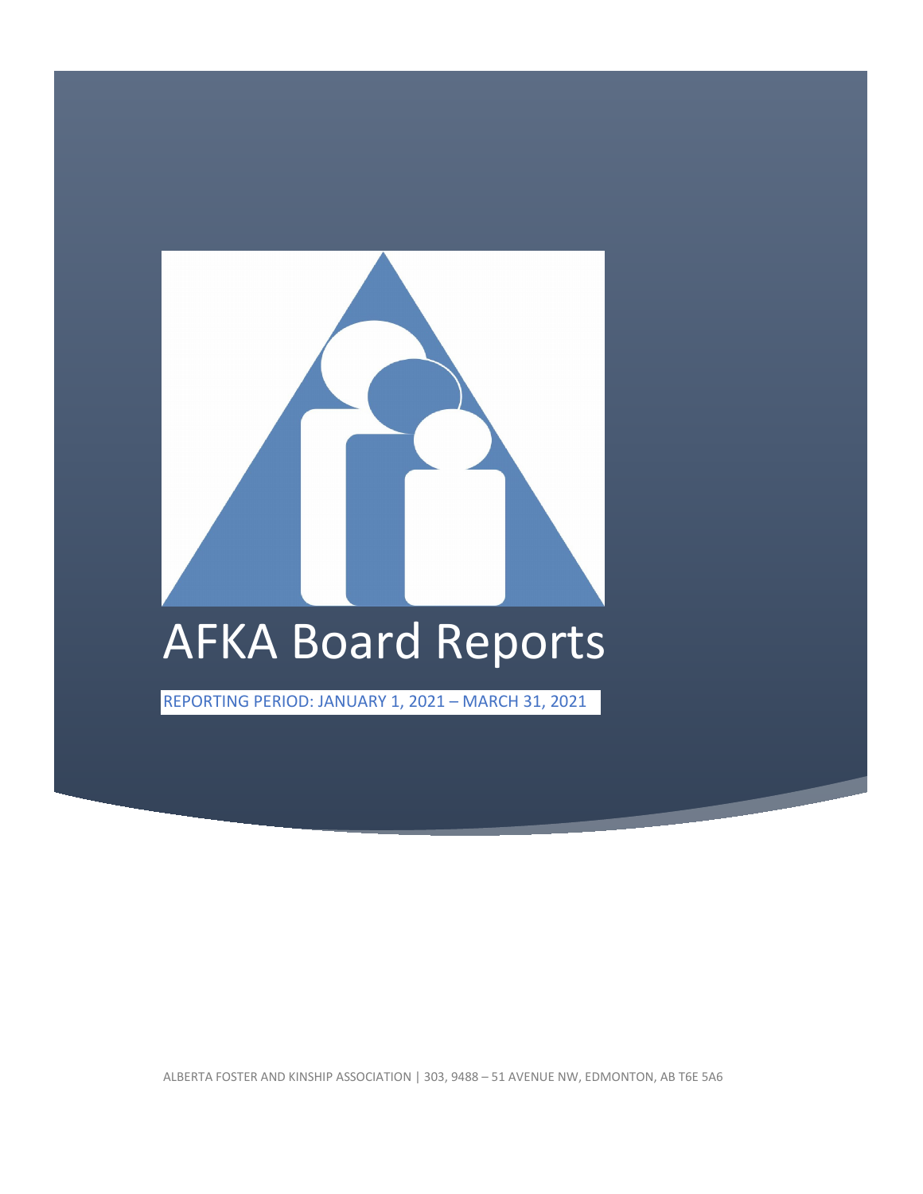# AFKA Board Reports

REPORTING PERIOD: JANUARY 1, 2021 – MARCH 31, 2021

ALBERTA FOSTER AND KINSHIP ASSOCIATION | 303, 9488 – 51 AVENUE NW, EDMONTON, AB T6E 5A6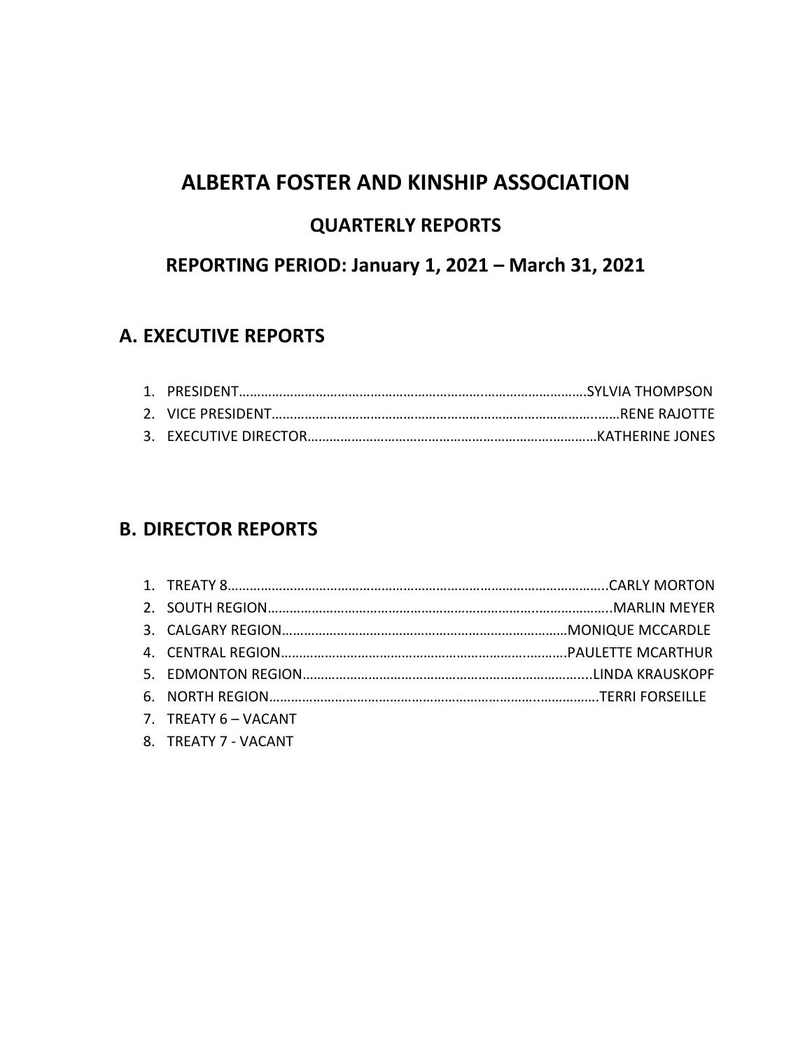# ALBERTA FOSTER AND KINSHIP ASSOCIATION

## QUARTERLY REPORTS

## REPORTING PERIOD: January 1, 2021 – March 31, 2021

## A. EXECUTIVE REPORTS

1. PRESIDENT……………………………………………………………………………………SYLVIA THOMPSON
2. VICE PRESIDENT……………………………………………………………………………RENE RAJOTTE
3. EXECUTIVE DIRECTOR……………………………………………………………………KATHERINE JONES

## B. DIRECTOR REPORTS

1. TREATY 8………………………………………………………………………………………..CARLY MORTON
2. SOUTH REGION……………………………………………………………………………..MARLIN MEYER
3. CALGARY REGION…………………………………………………………………MONIQUE MCCARDLE
4. CENTRAL REGION………………………………………………………………….PAULETTE MCARTHUR
5. EDMONTON REGION………………………………………………………………....LINDA KRAUSKOPF
6. NORTH REGION…………………………………………………………………………….TERRI FORSEILLE
7. TREATY 6 – VACANT
8. TREATY 7 - VACANT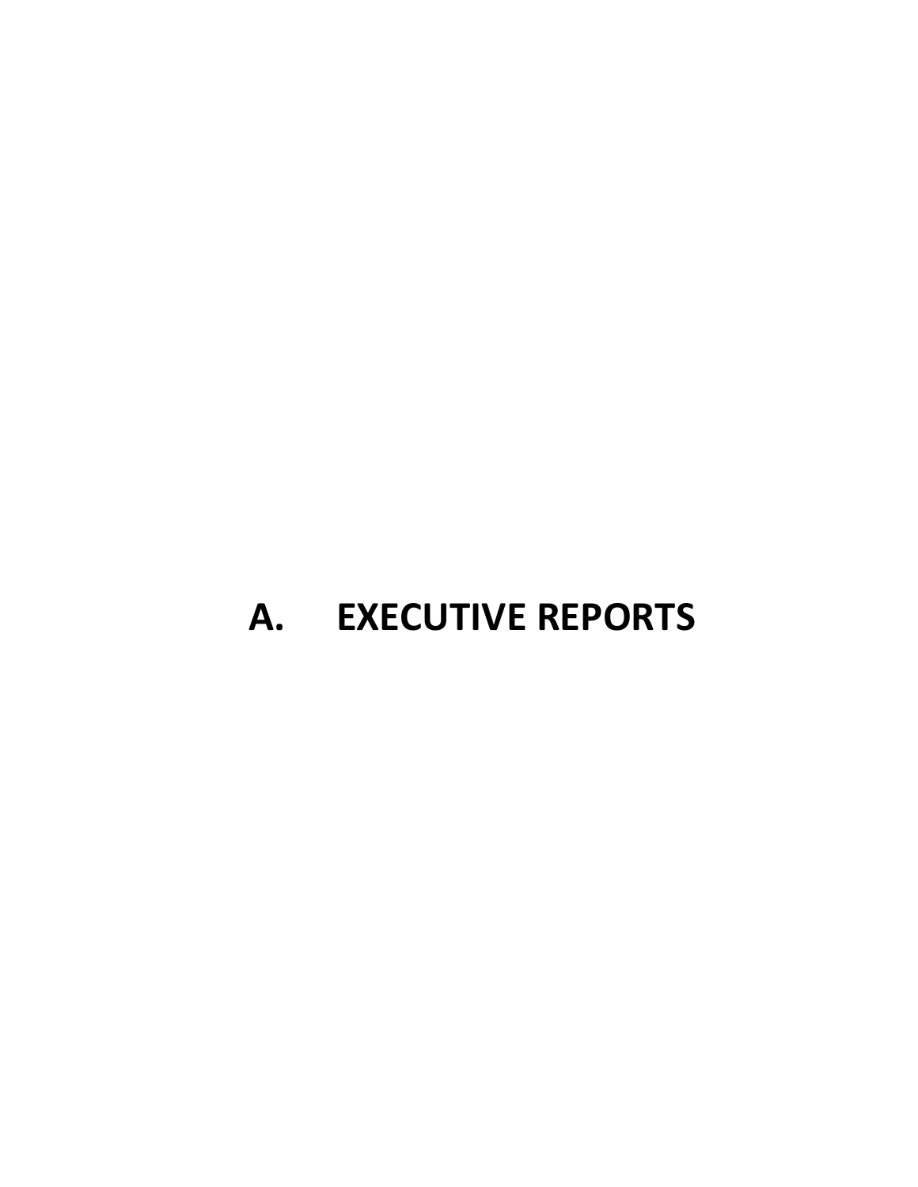# A. EXECUTIVE REPORTS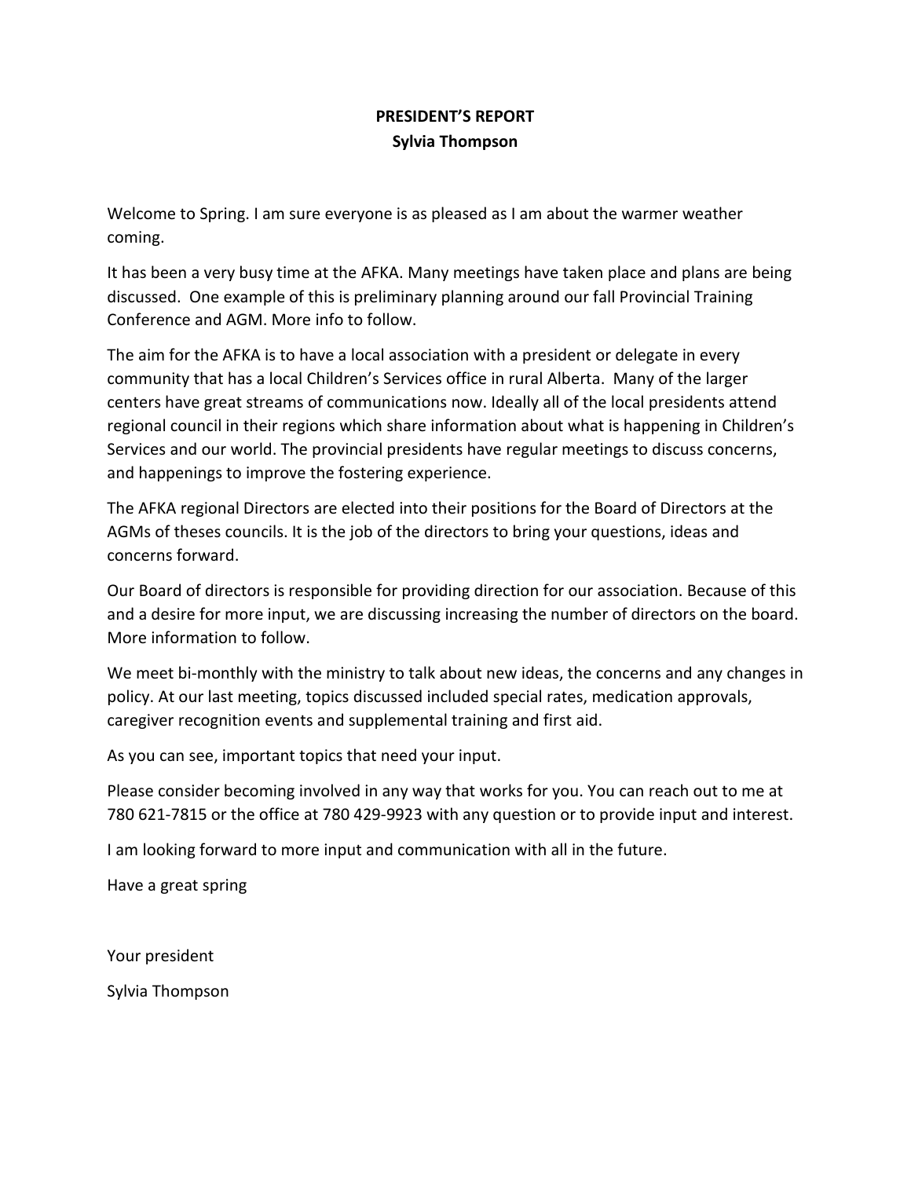## PRESIDENT'S REPORT
### Sylvia Thompson

Welcome to Spring. I am sure everyone is as pleased as I am about the warmer weather coming.

It has been a very busy time at the AFKA. Many meetings have taken place and plans are being discussed. One example of this is preliminary planning around our fall Provincial Training Conference and AGM. More info to follow.

The aim for the AFKA is to have a local association with a president or delegate in every community that has a local Children's Services office in rural Alberta. Many of the larger centers have great streams of communications now. Ideally all of the local presidents attend regional council in their regions which share information about what is happening in Children's Services and our world. The provincial presidents have regular meetings to discuss concerns, and happenings to improve the fostering experience.

The AFKA regional Directors are elected into their positions for the Board of Directors at the AGMs of theses councils. It is the job of the directors to bring your questions, ideas and concerns forward.

Our Board of directors is responsible for providing direction for our association. Because of this and a desire for more input, we are discussing increasing the number of directors on the board. More information to follow.

We meet bi-monthly with the ministry to talk about new ideas, the concerns and any changes in policy. At our last meeting, topics discussed included special rates, medication approvals, caregiver recognition events and supplemental training and first aid.

As you can see, important topics that need your input.

Please consider becoming involved in any way that works for you. You can reach out to me at 780 621-7815 or the office at 780 429-9923 with any question or to provide input and interest.

I am looking forward to more input and communication with all in the future.

Have a great spring

Your president

Sylvia Thompson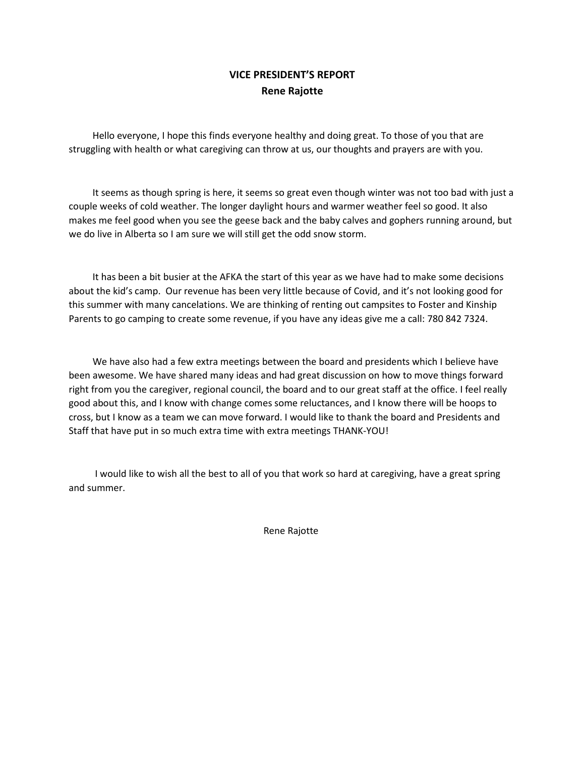## VICE PRESIDENT'S REPORT
### Rene Rajotte

Hello everyone, I hope this finds everyone healthy and doing great. To those of you that are struggling with health or what caregiving can throw at us, our thoughts and prayers are with you.

It seems as though spring is here, it seems so great even though winter was not too bad with just a couple weeks of cold weather. The longer daylight hours and warmer weather feel so good. It also makes me feel good when you see the geese back and the baby calves and gophers running around, but we do live in Alberta so I am sure we will still get the odd snow storm.

It has been a bit busier at the AFKA the start of this year as we have had to make some decisions about the kid's camp. Our revenue has been very little because of Covid, and it's not looking good for this summer with many cancelations. We are thinking of renting out campsites to Foster and Kinship Parents to go camping to create some revenue, if you have any ideas give me a call: 780 842 7324.

We have also had a few extra meetings between the board and presidents which I believe have been awesome. We have shared many ideas and had great discussion on how to move things forward right from you the caregiver, regional council, the board and to our great staff at the office. I feel really good about this, and I know with change comes some reluctances, and I know there will be hoops to cross, but I know as a team we can move forward. I would like to thank the board and Presidents and Staff that have put in so much extra time with extra meetings THANK-YOU!

I would like to wish all the best to all of you that work so hard at caregiving, have a great spring and summer.

Rene Rajotte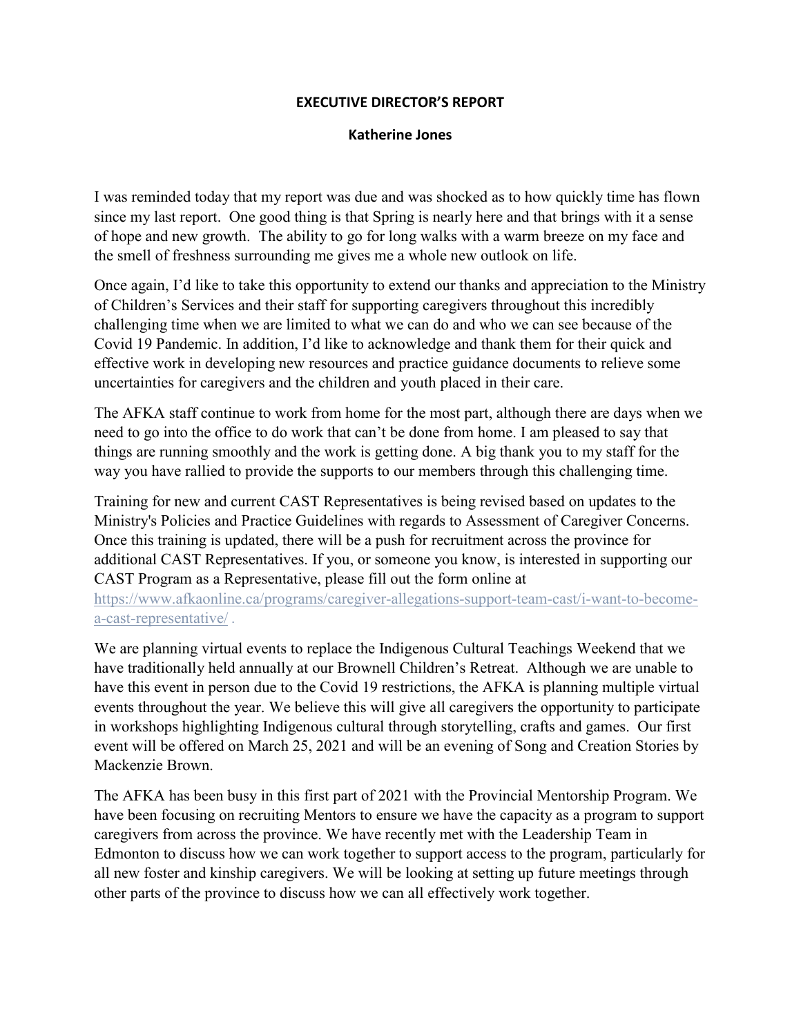# EXECUTIVE DIRECTOR'S REPORT

**Katherine Jones**

I was reminded today that my report was due and was shocked as to how quickly time has flown since my last report. One good thing is that Spring is nearly here and that brings with it a sense of hope and new growth. The ability to go for long walks with a warm breeze on my face and the smell of freshness surrounding me gives me a whole new outlook on life.

Once again, I'd like to take this opportunity to extend our thanks and appreciation to the Ministry of Children's Services and their staff for supporting caregivers throughout this incredibly challenging time when we are limited to what we can do and who we can see because of the Covid 19 Pandemic. In addition, I'd like to acknowledge and thank them for their quick and effective work in developing new resources and practice guidance documents to relieve some uncertainties for caregivers and the children and youth placed in their care.

The AFKA staff continue to work from home for the most part, although there are days when we need to go into the office to do work that can't be done from home. I am pleased to say that things are running smoothly and the work is getting done. A big thank you to my staff for the way you have rallied to provide the supports to our members through this challenging time.

Training for new and current CAST Representatives is being revised based on updates to the Ministry's Policies and Practice Guidelines with regards to Assessment of Caregiver Concerns. Once this training is updated, there will be a push for recruitment across the province for additional CAST Representatives. If you, or someone you know, is interested in supporting our CAST Program as a Representative, please fill out the form online at https://www.afkaonline.ca/programs/caregiver-allegations-support-team-cast/i-want-to-become-a-cast-representative/ .

We are planning virtual events to replace the Indigenous Cultural Teachings Weekend that we have traditionally held annually at our Brownell Children's Retreat. Although we are unable to have this event in person due to the Covid 19 restrictions, the AFKA is planning multiple virtual events throughout the year. We believe this will give all caregivers the opportunity to participate in workshops highlighting Indigenous cultural through storytelling, crafts and games. Our first event will be offered on March 25, 2021 and will be an evening of Song and Creation Stories by Mackenzie Brown.

The AFKA has been busy in this first part of 2021 with the Provincial Mentorship Program. We have been focusing on recruiting Mentors to ensure we have the capacity as a program to support caregivers from across the province. We have recently met with the Leadership Team in Edmonton to discuss how we can work together to support access to the program, particularly for all new foster and kinship caregivers. We will be looking at setting up future meetings through other parts of the province to discuss how we can all effectively work together.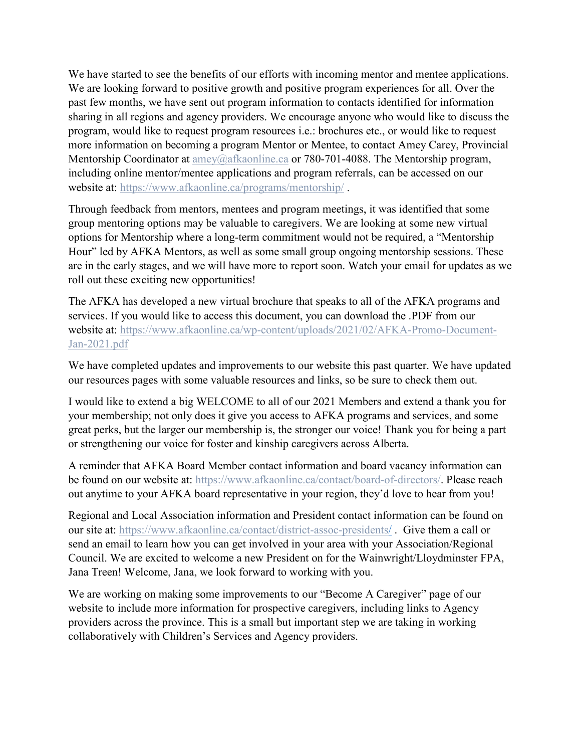We have started to see the benefits of our efforts with incoming mentor and mentee applications. We are looking forward to positive growth and positive program experiences for all. Over the past few months, we have sent out program information to contacts identified for information sharing in all regions and agency providers. We encourage anyone who would like to discuss the program, would like to request program resources i.e.: brochures etc., or would like to request more information on becoming a program Mentor or Mentee, to contact Amey Carey, Provincial Mentorship Coordinator at amey@afkaonline.ca or 780-701-4088. The Mentorship program, including online mentor/mentee applications and program referrals, can be accessed on our website at: https://www.afkaonline.ca/programs/mentorship/ .

Through feedback from mentors, mentees and program meetings, it was identified that some group mentoring options may be valuable to caregivers. We are looking at some new virtual options for Mentorship where a long-term commitment would not be required, a "Mentorship Hour" led by AFKA Mentors, as well as some small group ongoing mentorship sessions. These are in the early stages, and we will have more to report soon. Watch your email for updates as we roll out these exciting new opportunities!

The AFKA has developed a new virtual brochure that speaks to all of the AFKA programs and services. If you would like to access this document, you can download the .PDF from our website at: https://www.afkaonline.ca/wp-content/uploads/2021/02/AFKA-Promo-Document-Jan-2021.pdf

We have completed updates and improvements to our website this past quarter. We have updated our resources pages with some valuable resources and links, so be sure to check them out.

I would like to extend a big WELCOME to all of our 2021 Members and extend a thank you for your membership; not only does it give you access to AFKA programs and services, and some great perks, but the larger our membership is, the stronger our voice! Thank you for being a part or strengthening our voice for foster and kinship caregivers across Alberta.

A reminder that AFKA Board Member contact information and board vacancy information can be found on our website at: https://www.afkaonline.ca/contact/board-of-directors/. Please reach out anytime to your AFKA board representative in your region, they'd love to hear from you!

Regional and Local Association information and President contact information can be found on our site at: https://www.afkaonline.ca/contact/district-assoc-presidents/ . Give them a call or send an email to learn how you can get involved in your area with your Association/Regional Council. We are excited to welcome a new President on for the Wainwright/Lloydminster FPA, Jana Treen! Welcome, Jana, we look forward to working with you.

We are working on making some improvements to our "Become A Caregiver" page of our website to include more information for prospective caregivers, including links to Agency providers across the province. This is a small but important step we are taking in working collaboratively with Children's Services and Agency providers.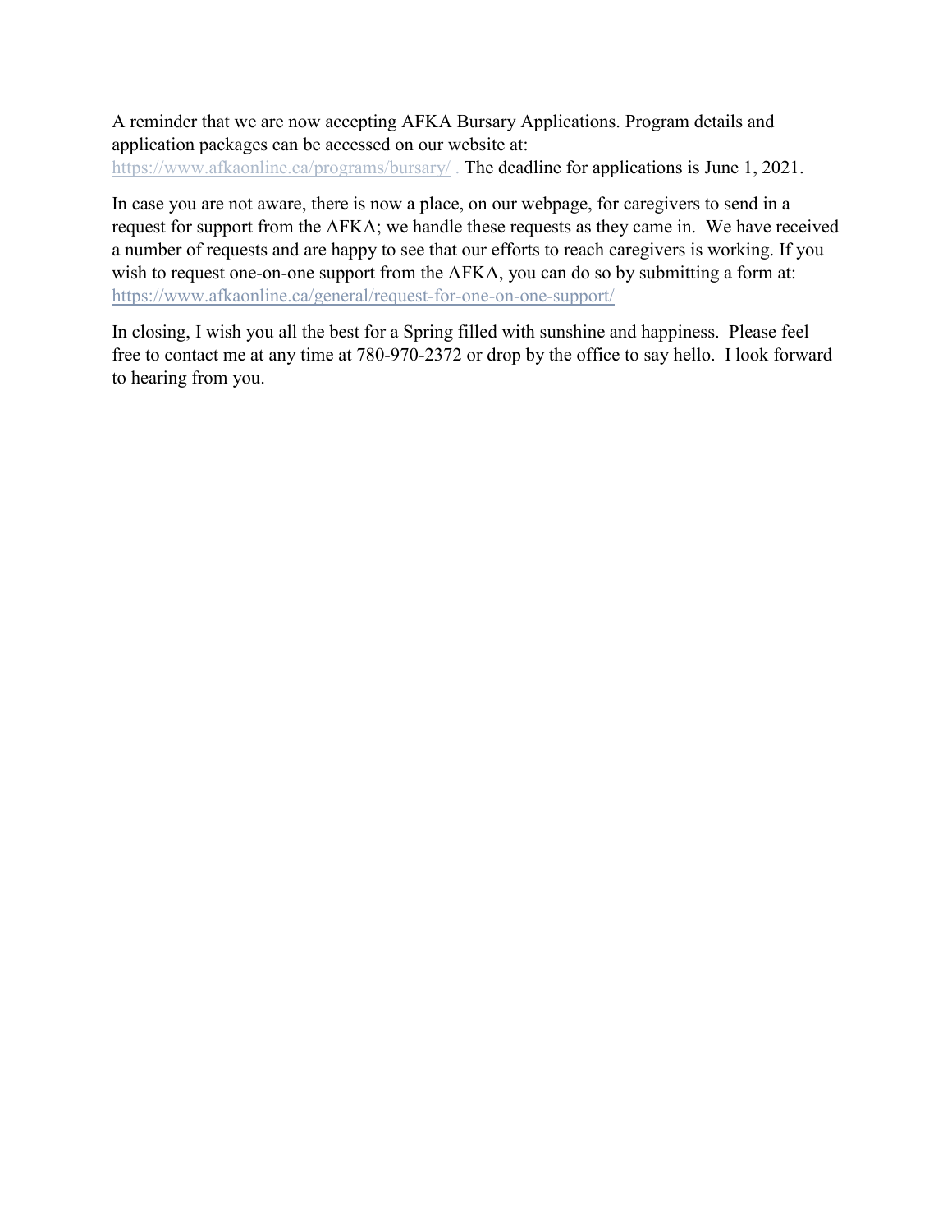A reminder that we are now accepting AFKA Bursary Applications. Program details and application packages can be accessed on our website at: https://www.afkaonline.ca/programs/bursary/ . The deadline for applications is June 1, 2021.

In case you are not aware, there is now a place, on our webpage, for caregivers to send in a request for support from the AFKA; we handle these requests as they came in. We have received a number of requests and are happy to see that our efforts to reach caregivers is working. If you wish to request one-on-one support from the AFKA, you can do so by submitting a form at: https://www.afkaonline.ca/general/request-for-one-on-one-support/

In closing, I wish you all the best for a Spring filled with sunshine and happiness. Please feel free to contact me at any time at 780-970-2372 or drop by the office to say hello. I look forward to hearing from you.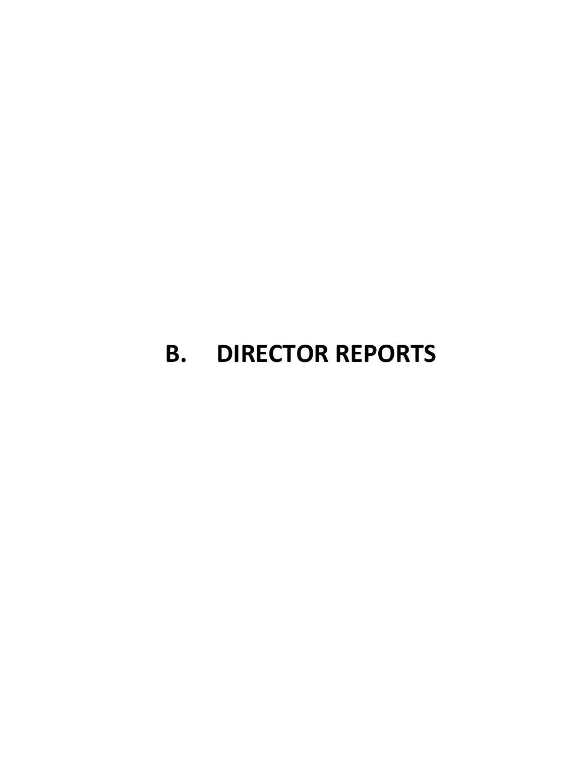# B. DIRECTOR REPORTS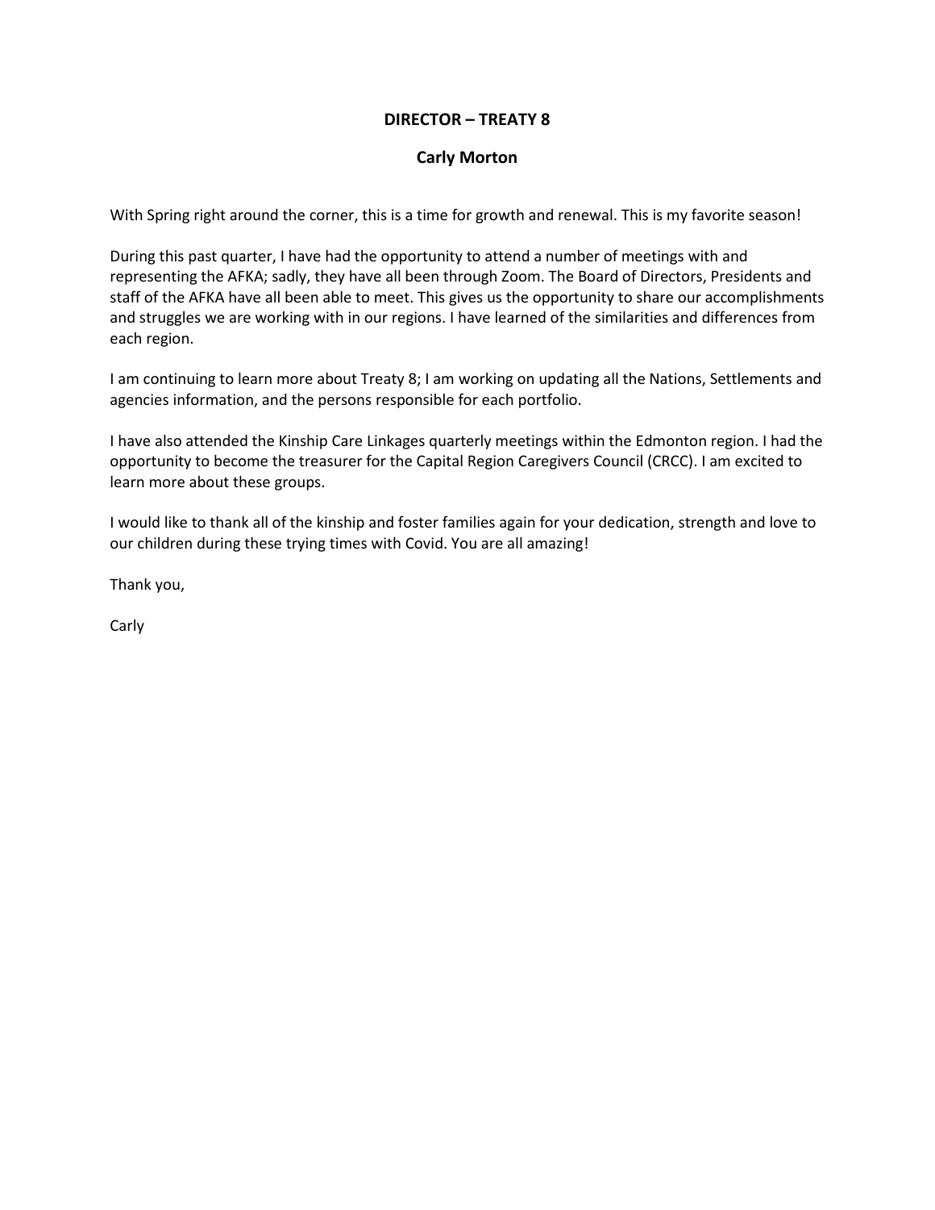## DIRECTOR – TREATY 8

### Carly Morton

With Spring right around the corner, this is a time for growth and renewal. This is my favorite season!

During this past quarter, I have had the opportunity to attend a number of meetings with and representing the AFKA; sadly, they have all been through Zoom. The Board of Directors, Presidents and staff of the AFKA have all been able to meet. This gives us the opportunity to share our accomplishments and struggles we are working with in our regions. I have learned of the similarities and differences from each region.

I am continuing to learn more about Treaty 8; I am working on updating all the Nations, Settlements and agencies information, and the persons responsible for each portfolio.

I have also attended the Kinship Care Linkages quarterly meetings within the Edmonton region. I had the opportunity to become the treasurer for the Capital Region Caregivers Council (CRCC). I am excited to learn more about these groups.

I would like to thank all of the kinship and foster families again for your dedication, strength and love to our children during these trying times with Covid. You are all amazing!

Thank you,

Carly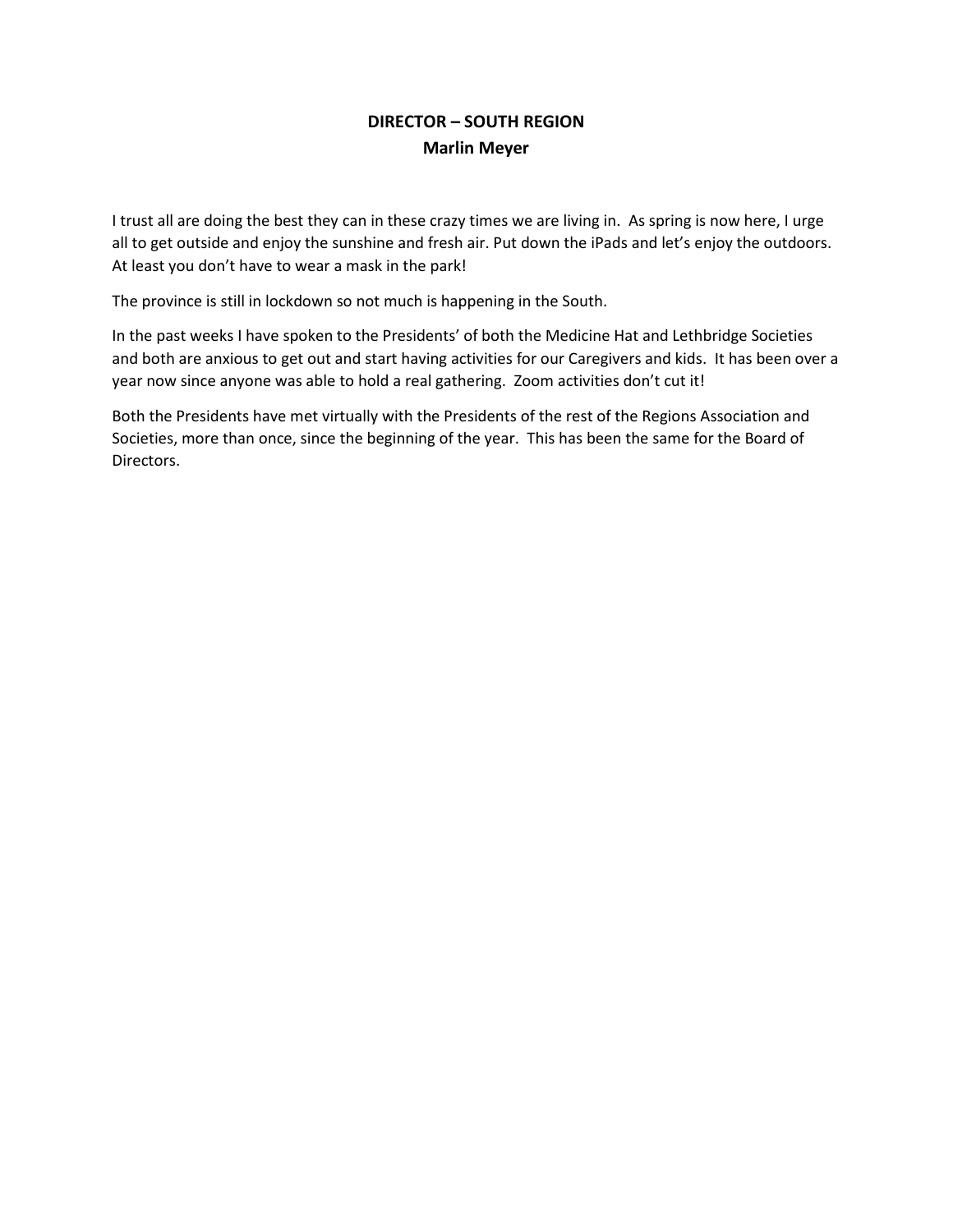## DIRECTOR – SOUTH REGION
### Marlin Meyer

I trust all are doing the best they can in these crazy times we are living in. As spring is now here, I urge all to get outside and enjoy the sunshine and fresh air. Put down the iPads and let's enjoy the outdoors. At least you don't have to wear a mask in the park!

The province is still in lockdown so not much is happening in the South.

In the past weeks I have spoken to the Presidents' of both the Medicine Hat and Lethbridge Societies and both are anxious to get out and start having activities for our Caregivers and kids. It has been over a year now since anyone was able to hold a real gathering. Zoom activities don't cut it!

Both the Presidents have met virtually with the Presidents of the rest of the Regions Association and Societies, more than once, since the beginning of the year. This has been the same for the Board of Directors.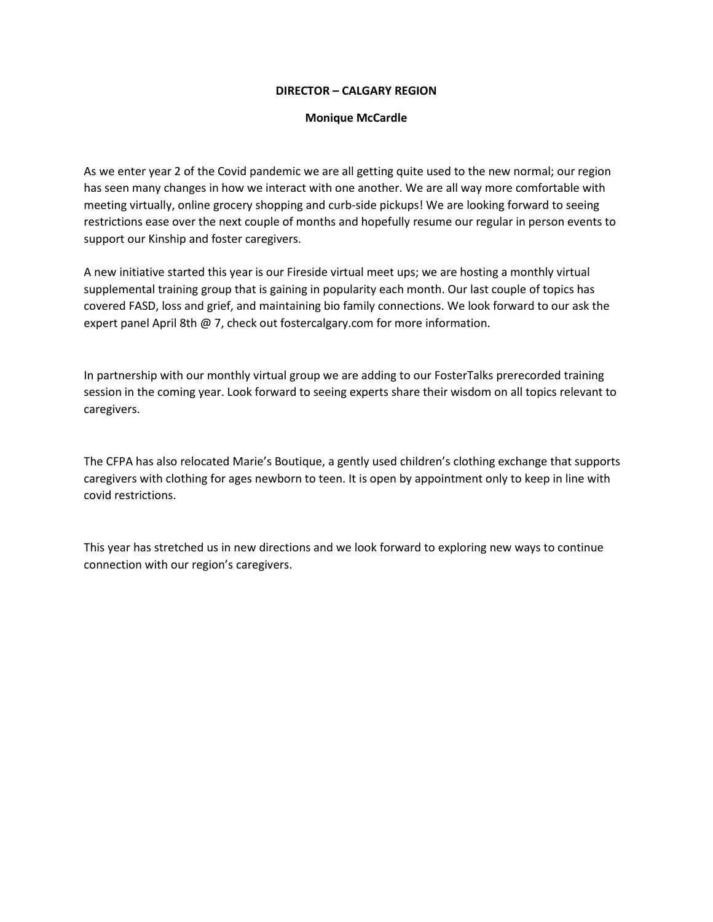**DIRECTOR – CALGARY REGION**

**Monique McCardle**

As we enter year 2 of the Covid pandemic we are all getting quite used to the new normal; our region has seen many changes in how we interact with one another. We are all way more comfortable with meeting virtually, online grocery shopping and curb-side pickups! We are looking forward to seeing restrictions ease over the next couple of months and hopefully resume our regular in person events to support our Kinship and foster caregivers.

A new initiative started this year is our Fireside virtual meet ups; we are hosting a monthly virtual supplemental training group that is gaining in popularity each month. Our last couple of topics has covered FASD, loss and grief, and maintaining bio family connections. We look forward to our ask the expert panel April 8th @ 7, check out fostercalgary.com for more information.

In partnership with our monthly virtual group we are adding to our FosterTalks prerecorded training session in the coming year. Look forward to seeing experts share their wisdom on all topics relevant to caregivers.

The CFPA has also relocated Marie's Boutique, a gently used children's clothing exchange that supports caregivers with clothing for ages newborn to teen. It is open by appointment only to keep in line with covid restrictions.

This year has stretched us in new directions and we look forward to exploring new ways to continue connection with our region's caregivers.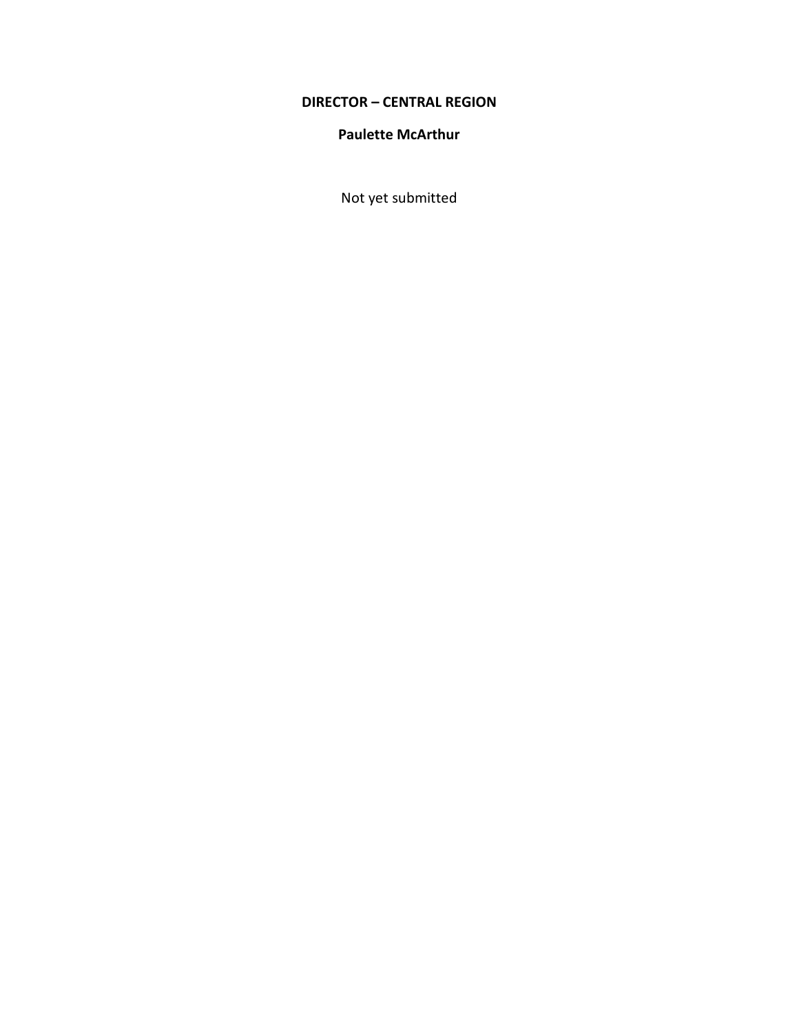**DIRECTOR – CENTRAL REGION**

**Paulette McArthur**

Not yet submitted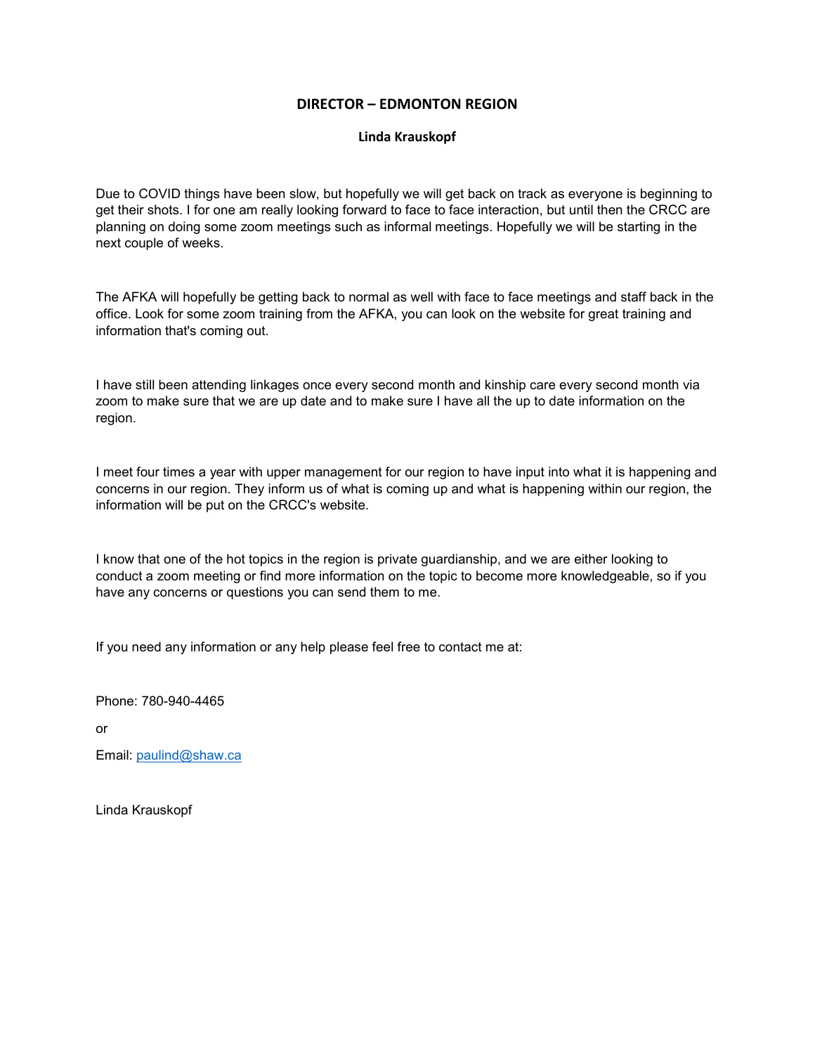# DIRECTOR – EDMONTON REGION

**Linda Krauskopf**

Due to COVID things have been slow, but hopefully we will get back on track as everyone is beginning to get their shots. I for one am really looking forward to face to face interaction, but until then the CRCC are planning on doing some zoom meetings such as informal meetings. Hopefully we will be starting in the next couple of weeks.

The AFKA will hopefully be getting back to normal as well with face to face meetings and staff back in the office. Look for some zoom training from the AFKA, you can look on the website for great training and information that's coming out.

I have still been attending linkages once every second month and kinship care every second month via zoom to make sure that we are up date and to make sure I have all the up to date information on the region.

I meet four times a year with upper management for our region to have input into what it is happening and concerns in our region. They inform us of what is coming up and what is happening within our region, the information will be put on the CRCC's website.

I know that one of the hot topics in the region is private guardianship, and we are either looking to conduct a zoom meeting or find more information on the topic to become more knowledgeable, so if you have any concerns or questions you can send them to me.

If you need any information or any help please feel free to contact me at:

Phone: 780-940-4465

or

Email: paulind@shaw.ca

Linda Krauskopf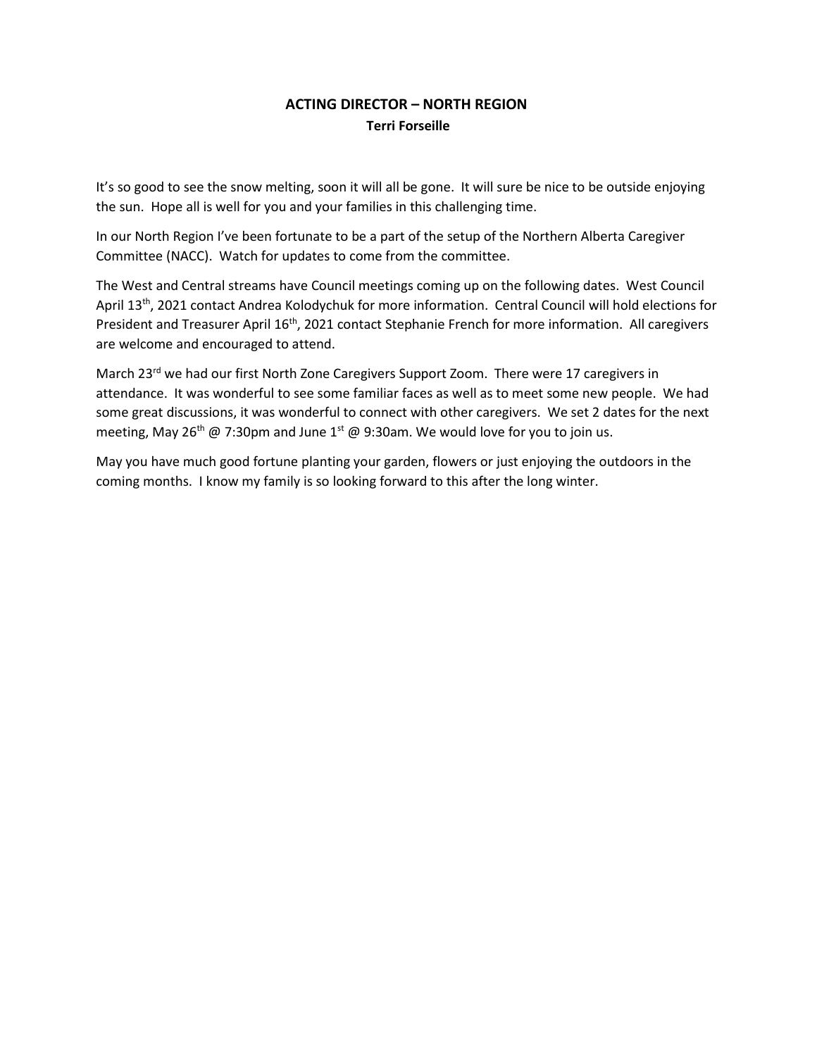## ACTING DIRECTOR – NORTH REGION

**Terri Forseille**

It's so good to see the snow melting, soon it will all be gone. It will sure be nice to be outside enjoying the sun. Hope all is well for you and your families in this challenging time.

In our North Region I've been fortunate to be a part of the setup of the Northern Alberta Caregiver Committee (NACC). Watch for updates to come from the committee.

The West and Central streams have Council meetings coming up on the following dates. West Council April 13th, 2021 contact Andrea Kolodychuk for more information. Central Council will hold elections for President and Treasurer April 16th, 2021 contact Stephanie French for more information. All caregivers are welcome and encouraged to attend.

March 23rd we had our first North Zone Caregivers Support Zoom. There were 17 caregivers in attendance. It was wonderful to see some familiar faces as well as to meet some new people. We had some great discussions, it was wonderful to connect with other caregivers. We set 2 dates for the next meeting, May 26th @ 7:30pm and June 1st @ 9:30am. We would love for you to join us.

May you have much good fortune planting your garden, flowers or just enjoying the outdoors in the coming months. I know my family is so looking forward to this after the long winter.